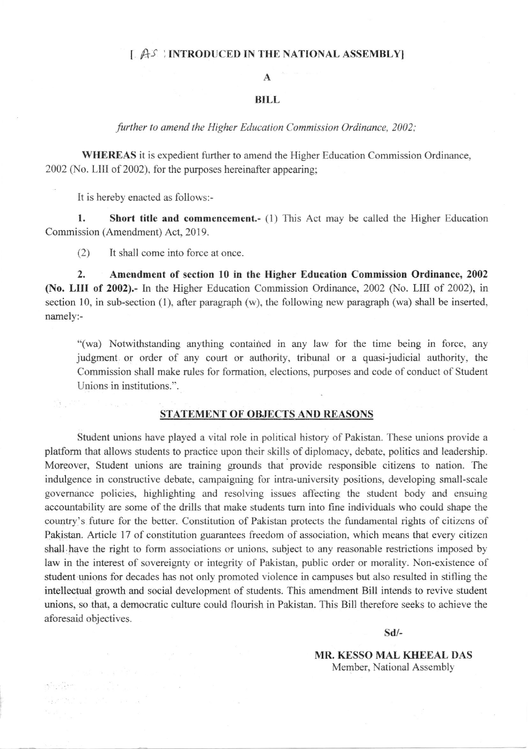[ AS INTRODUCED IN THE NATIONAL ASSEMBLY]

# A

# BILL

*further to amend the Higher Education Commission Ordinance, 2002;*

**WHEREAS** it is expedient further to amend the Higher Education Commission Ordinance, 2002 (No. LIII of 2002), for the purposes hereinafter appearing;

It is hereby enacted as follows:-

**1. Short title and commencement.-** (1) This Act may be called the Higher Education Commission (Amendment) Act, 2019.

(2) It shall come into force at once.

**2. Amendment of section 10 in the Higher Education Commission Ordinance, 2002 (No. LIII of 2002).-** In the Higher Education Commission Ordinance, 2002 (No. LIII of 2002), in section 10, in sub-section (1), after paragraph (w), the following new paragraph (wa) shall be inserted, namely:-

> "(wa) Notwithstanding anything contained in any law for the time being in force, any judgment or order of any court or authority, tribunal or a quasi-judicial authority, the Commission shall make rules for formation, elections, purposes and code of conduct of Student Unions in institutions.".

## STATEMENT OF OBJECTS AND REASONS

Student unions have played a vital role in political history of Pakistan. These unions provide a platform that allows students to practice upon their skills of diplomacy, debate, politics and leadership. Moreover, Student unions are training grounds that provide responsible citizens to nation. The indulgence in constructive debate, campaigning for intra-university positions, developing small-scale governance policies, highlighting and resolving issues affecting the student body and ensuing accountability are some of the drills that make students turn into fine individuals who could shape the country's future for the better. Constitution of Pakistan protects the fundamental rights of citizens of Pakistan. Article 17 of constitution guarantees freedom of association, which means that every citizen shall have the right to form associations or unions, subject to any reasonable restrictions imposed by law in the interest of sovereignty or integrity of Pakistan, public order or morality. Non-existence of student unions for decades has not only promoted violence in campuses but also resulted in stifling the intellectual growth and social development of students. This amendment Bill intends to revive student unions, so that, a democratic culture could flourish in Pakistan. This Bill therefore seeks to achieve the aforesaid objectives.

**Sd/-**

**MR. KESSO MAL KHEEAL DAS**
Member, National Assembly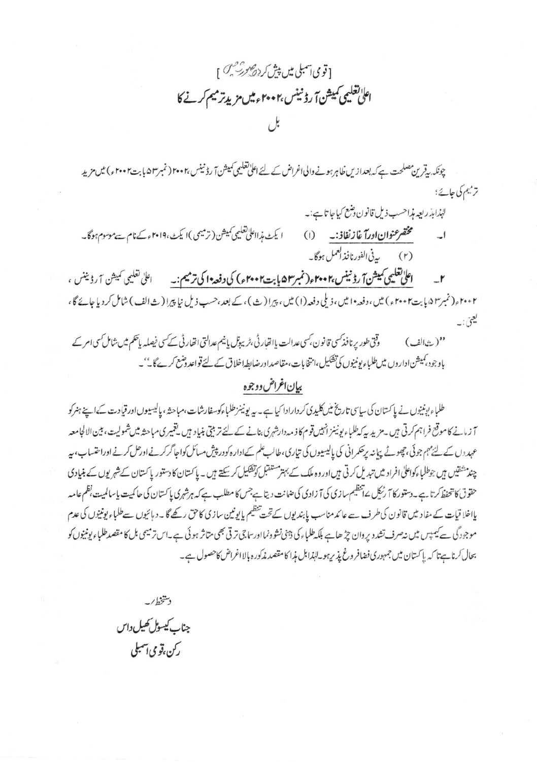[قومی اسمبلی میں پیش کردہ صورت میں]

# اعلیٰ تعلیمی کمیشن آرڈیننس، ۲۰۰۲ء میں مزید ترمیم کرنے کا

## بل

چونکہ یہ قرین مصلحت ہے کہ بعدازیں ظاہر ہونے والی اغراض کے لئے اعلیٰ تعلیمی کمیشن آرڈیننس، ۲۰۰۲ء (نمبر ۵۳ بابت ۲۰۰۲ء) میں مزید ترمیم کی جائے؛

لہٰذا بذریعہ ہذا حسب ذیل قانون وضع کیا جاتا ہے:۔

۱۔ **مختصر عنوان اور آغاز نفاذ:۔** (۱) ایکٹ ہذا اعلیٰ تعلیمی کمیشن (ترمیمی) ایکٹ، ۲۰۱۹ء کے نام سے موسوم ہوگا۔

(۲) یہ فی الفور نافذ العمل ہوگا۔

۲۔ **اعلیٰ تعلیمی کمیشن آرڈیننس، ۲۰۰۲ء (نمبر ۵۳ بابت ۲۰۰۲ء) کی دفعہ ۱۰ کی ترمیم:۔** اعلیٰ تعلیمی کمیشن آرڈیننس، ۲۰۰۲ء (نمبر ۵۳ بابت ۲۰۰۲ء) میں، دفعہ ۱۰ میں، ذیلی دفعہ (۱) میں، پیرا (ث)، کے بعد، حسب ذیل نیا پیرا (ث الف) شامل کردیا جائے گا، یعنی:۔

"(ث الف) وقتی طور پر نافذ کسی قانون، کسی عدالت یا اتھارٹی، ٹریبونل یا نیم عدالتی اتھارٹی کے کسی فیصلہ یا حکم میں شامل کسی امر کے باوجود، کمیشن اداروں میں طلباء یونینوں کی تشکیل، انتخابات، مقاصد اور ضابطہ اخلاق کے لئے قواعد وضع کرے گا"۔

## بیان اغراض ووجوہ

طلباء یونینوں نے پاکستان کی سیاسی تاریخ میں کلیدی کردار ادا کیا ہے۔ یہ یونینز طلباء کو سفارشات، مباحثہ، پالیسیوں اور قیادت کے، اپنے ہنر کو آزمانے کا موقع فراہم کرتی ہیں۔ مزید یہ کہ طلباء یونینز انہیں قوم کا ذمہ دار شہری بنانے کے لئے تربیتی بنیاد ہیں۔ تعمیری مباحثہ میں شمولیت، بین الاجامعہ عہدوں کے لئے مہم جوئی، چھوٹے پیمانہ پر حکمرانی کی پالیسیوں کی تیاری، طالب علم کے ادارہ کو درپیش مسائل کو اجاگر کرنے اور حل کرنے اور احتساب، یہ چند مشقیں ہیں جو طلباء کو اعلیٰ افراد میں تبدیل کرتی ہیں اور وہ ملک کے بہتر مستقبل کو تشکیل کر سکتے ہیں۔ پاکستان کا دستور پاکستان کے شہریوں کے بنیادی حقوق کا تحفظ کرتا ہے۔ دستور کا آرٹیکل ۱۷ تنظیم سازی کی آزادی کی ضمانت دیتا ہے جس کا مطلب ہے کہ ہر شہری پاکستان کی حاکمیت یا سالمیت، نظم عامہ یا اخلاقیات کے مفاد میں قانون کی طرف سے عائد مناسب پابندیوں کے تحت تنظیم یا یونین سازی کا حق رکھے گا۔ دہائیوں سے طلباء یونینوں کی عدم موجودگی سے کیمپس میں نہ صرف تشدد پروان چڑھا ہے بلکہ طلباء کی ذہنی نشوونما اور سماجی ترقی بھی متاثر ہوئی ہے۔ اس ترمیمی بل کا مقصد طلباء یونینوں کو بحال کرنا ہے تاکہ پاکستان میں جمہوری فضا فروغ پذیر ہو۔ لہٰذا بل ہذا کا مقصد مذکورہ بالا اغراض کا حصول ہے۔

دستخط/۔

جناب کیسومل کھیل داس

رکن، قومی اسمبلی